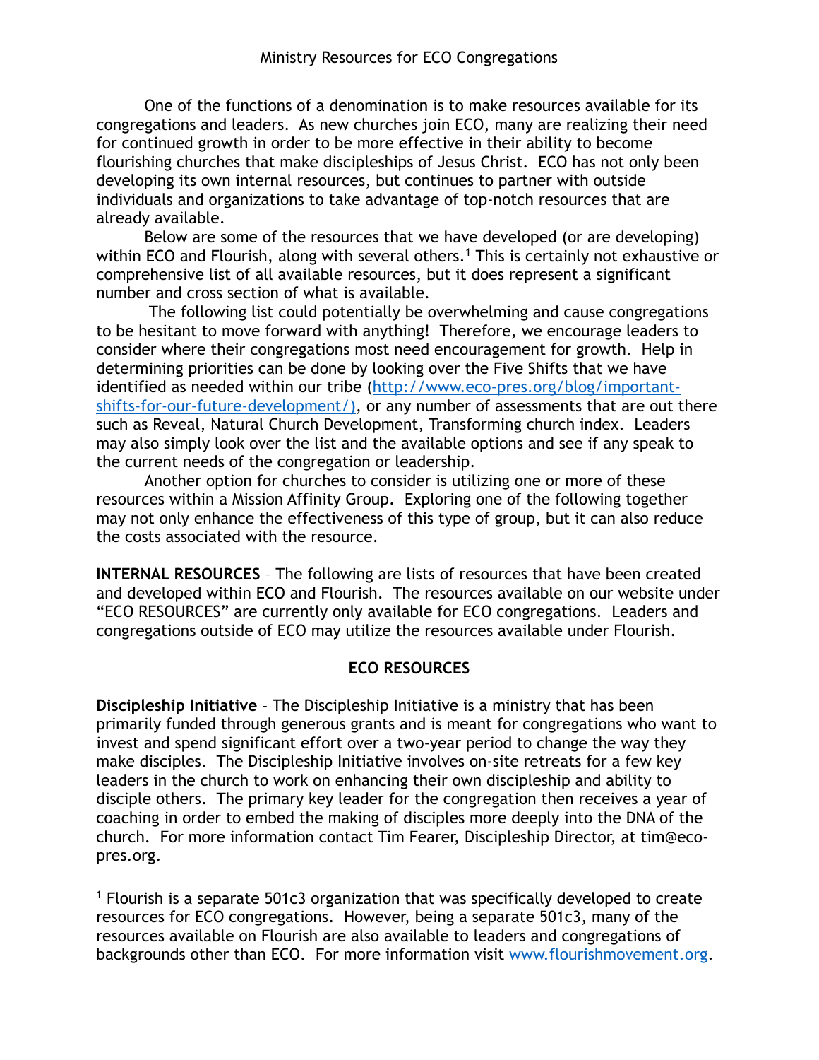# Ministry Resources for ECO Congregations

One of the functions of a denomination is to make resources available for its congregations and leaders. As new churches join ECO, many are realizing their need for continued growth in order to be more effective in their ability to become flourishing churches that make discipleships of Jesus Christ. ECO has not only been developing its own internal resources, but continues to partner with outside individuals and organizations to take advantage of top-notch resources that are already available.

Below are some of the resources that we have developed (or are developing) within ECO and Flourish, along with several others.[1] This is certainly not exhaustive or comprehensive list of all available resources, but it does represent a significant number and cross section of what is available.

The following list could potentially be overwhelming and cause congregations to be hesitant to move forward with anything! Therefore, we encourage leaders to consider where their congregations most need encouragement for growth. Help in determining priorities can be done by looking over the Five Shifts that we have identified as needed within our tribe (http://www.eco-pres.org/blog/important-shifts-for-our-future-development/), or any number of assessments that are out there such as Reveal, Natural Church Development, Transforming church index. Leaders may also simply look over the list and the available options and see if any speak to the current needs of the congregation or leadership.

Another option for churches to consider is utilizing one or more of these resources within a Mission Affinity Group. Exploring one of the following together may not only enhance the effectiveness of this type of group, but it can also reduce the costs associated with the resource.

**INTERNAL RESOURCES** – The following are lists of resources that have been created and developed within ECO and Flourish. The resources available on our website under "ECO RESOURCES" are currently only available for ECO congregations. Leaders and congregations outside of ECO may utilize the resources available under Flourish.

## ECO RESOURCES

**Discipleship Initiative** – The Discipleship Initiative is a ministry that has been primarily funded through generous grants and is meant for congregations who want to invest and spend significant effort over a two-year period to change the way they make disciples. The Discipleship Initiative involves on-site retreats for a few key leaders in the church to work on enhancing their own discipleship and ability to disciple others. The primary key leader for the congregation then receives a year of coaching in order to embed the making of disciples more deeply into the DNA of the church. For more information contact Tim Fearer, Discipleship Director, at tim@eco-pres.org.

---

[1] Flourish is a separate 501c3 organization that was specifically developed to create resources for ECO congregations. However, being a separate 501c3, many of the resources available on Flourish are also available to leaders and congregations of backgrounds other than ECO. For more information visit www.flourishmovement.org.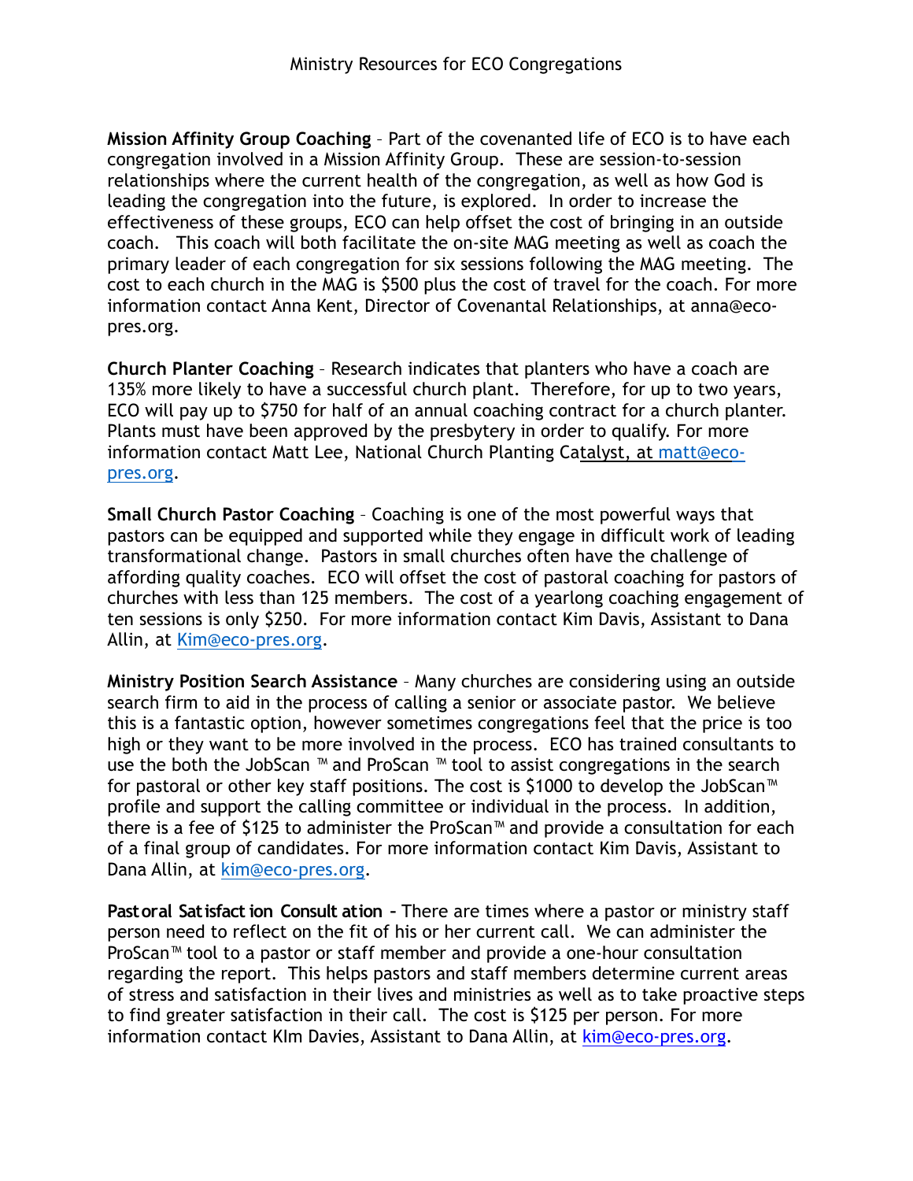Ministry Resources for ECO Congregations

**Mission Affinity Group Coaching** – Part of the covenanted life of ECO is to have each congregation involved in a Mission Affinity Group. These are session-to-session relationships where the current health of the congregation, as well as how God is leading the congregation into the future, is explored. In order to increase the effectiveness of these groups, ECO can help offset the cost of bringing in an outside coach. This coach will both facilitate the on-site MAG meeting as well as coach the primary leader of each congregation for six sessions following the MAG meeting. The cost to each church in the MAG is $500 plus the cost of travel for the coach. For more information contact Anna Kent, Director of Covenantal Relationships, at anna@eco-pres.org.

**Church Planter Coaching** – Research indicates that planters who have a coach are 135% more likely to have a successful church plant. Therefore, for up to two years, ECO will pay up to $750 for half of an annual coaching contract for a church planter. Plants must have been approved by the presbytery in order to qualify. For more information contact Matt Lee, National Church Planting Catalyst, at matt@eco-pres.org.

**Small Church Pastor Coaching** – Coaching is one of the most powerful ways that pastors can be equipped and supported while they engage in difficult work of leading transformational change. Pastors in small churches often have the challenge of affording quality coaches. ECO will offset the cost of pastoral coaching for pastors of churches with less than 125 members. The cost of a yearlong coaching engagement of ten sessions is only $250. For more information contact Kim Davis, Assistant to Dana Allin, at Kim@eco-pres.org.

**Ministry Position Search Assistance** – Many churches are considering using an outside search firm to aid in the process of calling a senior or associate pastor. We believe this is a fantastic option, however sometimes congregations feel that the price is too high or they want to be more involved in the process. ECO has trained consultants to use the both the JobScan ™ and ProScan ™ tool to assist congregations in the search for pastoral or other key staff positions. The cost is $1000 to develop the JobScan™ profile and support the calling committee or individual in the process. In addition, there is a fee of $125 to administer the ProScan™ and provide a consultation for each of a final group of candidates. For more information contact Kim Davis, Assistant to Dana Allin, at kim@eco-pres.org.

**Pastoral Satisfaction Consultation** – There are times where a pastor or ministry staff person need to reflect on the fit of his or her current call. We can administer the ProScan™ tool to a pastor or staff member and provide a one-hour consultation regarding the report. This helps pastors and staff members determine current areas of stress and satisfaction in their lives and ministries as well as to take proactive steps to find greater satisfaction in their call. The cost is $125 per person. For more information contact KIm Davies, Assistant to Dana Allin, at kim@eco-pres.org.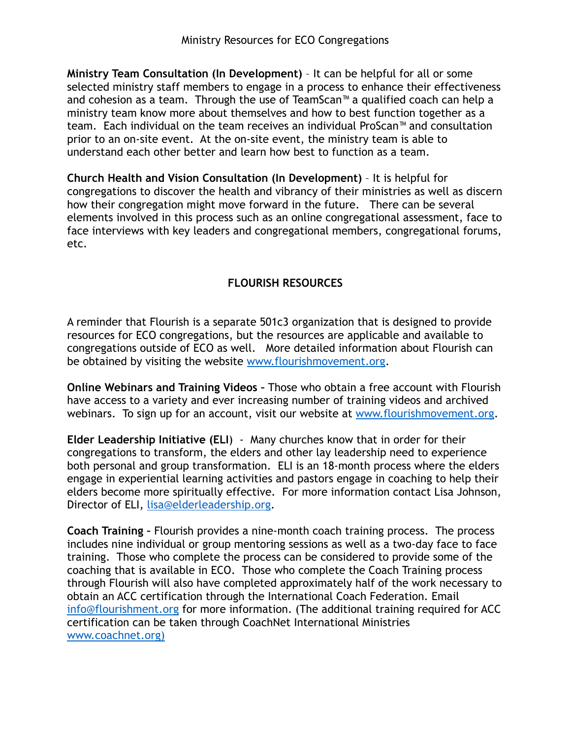**Ministry Team Consultation (In Development)** – It can be helpful for all or some selected ministry staff members to engage in a process to enhance their effectiveness and cohesion as a team. Through the use of TeamScan™ a qualified coach can help a ministry team know more about themselves and how to best function together as a team. Each individual on the team receives an individual ProScan™ and consultation prior to an on-site event. At the on-site event, the ministry team is able to understand each other better and learn how best to function as a team.

**Church Health and Vision Consultation (In Development)** – It is helpful for congregations to discover the health and vibrancy of their ministries as well as discern how their congregation might move forward in the future. There can be several elements involved in this process such as an online congregational assessment, face to face interviews with key leaders and congregational members, congregational forums, etc.

## FLOURISH RESOURCES

A reminder that Flourish is a separate 501c3 organization that is designed to provide resources for ECO congregations, but the resources are applicable and available to congregations outside of ECO as well. More detailed information about Flourish can be obtained by visiting the website www.flourishmovement.org.

**Online Webinars and Training Videos –** Those who obtain a free account with Flourish have access to a variety and ever increasing number of training videos and archived webinars. To sign up for an account, visit our website at www.flourishmovement.org.

**Elder Leadership Initiative (ELI**) - Many churches know that in order for their congregations to transform, the elders and other lay leadership need to experience both personal and group transformation. ELI is an 18-month process where the elders engage in experiential learning activities and pastors engage in coaching to help their elders become more spiritually effective. For more information contact Lisa Johnson, Director of ELI, lisa@elderleadership.org.

**Coach Training –** Flourish provides a nine-month coach training process. The process includes nine individual or group mentoring sessions as well as a two-day face to face training. Those who complete the process can be considered to provide some of the coaching that is available in ECO. Those who complete the Coach Training process through Flourish will also have completed approximately half of the work necessary to obtain an ACC certification through the International Coach Federation. Email info@flourishment.org for more information. (The additional training required for ACC certification can be taken through CoachNet International Ministries www.coachnet.org)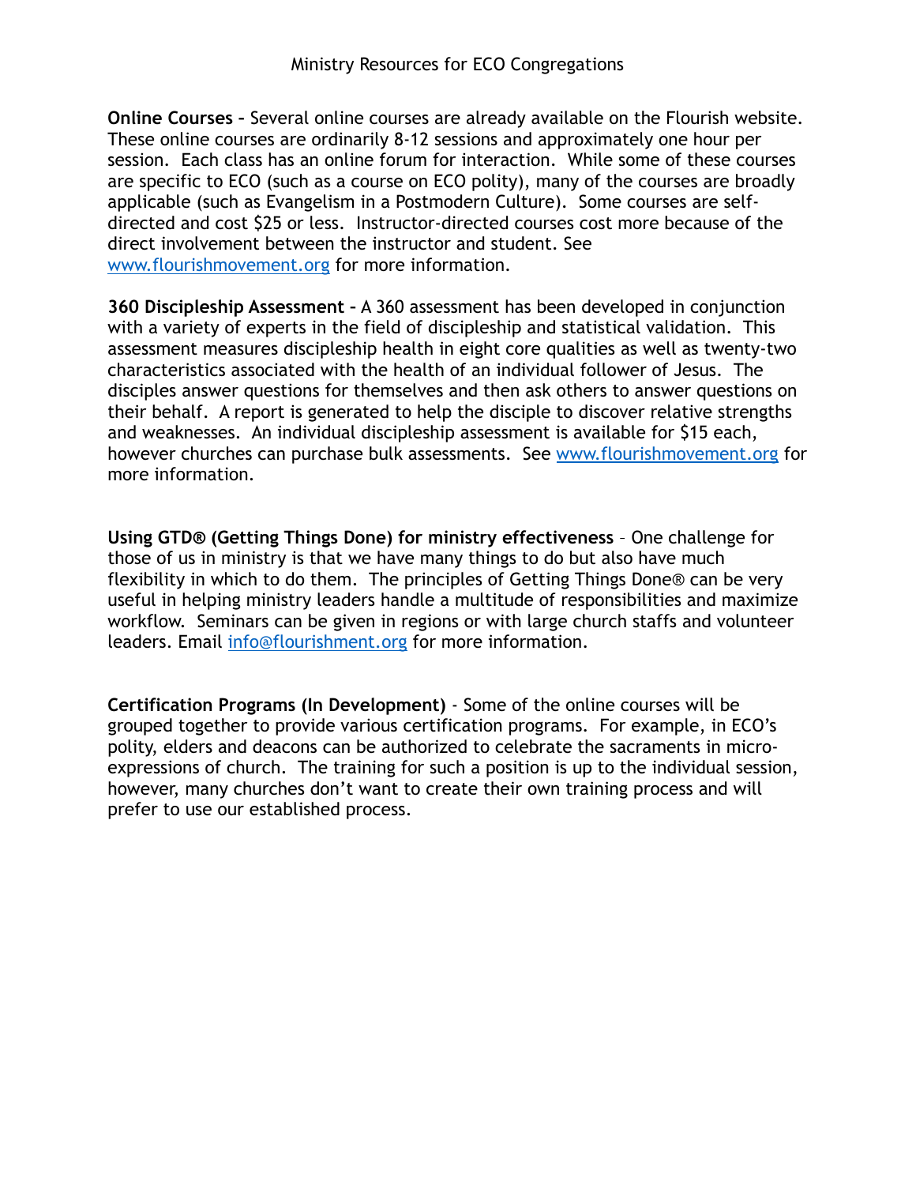Ministry Resources for ECO Congregations

**Online Courses -** Several online courses are already available on the Flourish website. These online courses are ordinarily 8-12 sessions and approximately one hour per session. Each class has an online forum for interaction. While some of these courses are specific to ECO (such as a course on ECO polity), many of the courses are broadly applicable (such as Evangelism in a Postmodern Culture). Some courses are self-directed and cost $25 or less. Instructor-directed courses cost more because of the direct involvement between the instructor and student. See [www.flourishmovement.org](http://www.flourishmovement.org) for more information.

**360 Discipleship Assessment -** A 360 assessment has been developed in conjunction with a variety of experts in the field of discipleship and statistical validation. This assessment measures discipleship health in eight core qualities as well as twenty-two characteristics associated with the health of an individual follower of Jesus. The disciples answer questions for themselves and then ask others to answer questions on their behalf. A report is generated to help the disciple to discover relative strengths and weaknesses. An individual discipleship assessment is available for $15 each, however churches can purchase bulk assessments. See [www.flourishmovement.org](http://www.flourishmovement.org) for more information.

**Using GTD® (Getting Things Done) for ministry effectiveness** – One challenge for those of us in ministry is that we have many things to do but also have much flexibility in which to do them. The principles of Getting Things Done® can be very useful in helping ministry leaders handle a multitude of responsibilities and maximize workflow. Seminars can be given in regions or with large church staffs and volunteer leaders. Email [info@flourishment.org](mailto:info@flourishment.org) for more information.

**Certification Programs (In Development)** - Some of the online courses will be grouped together to provide various certification programs. For example, in ECO's polity, elders and deacons can be authorized to celebrate the sacraments in micro-expressions of church. The training for such a position is up to the individual session, however, many churches don't want to create their own training process and will prefer to use our established process.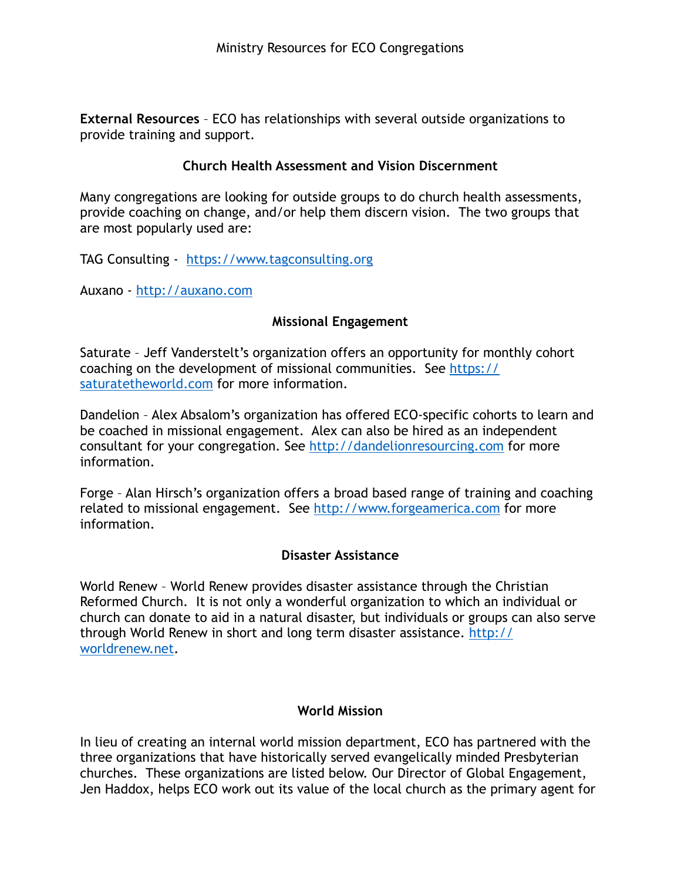**External Resources** – ECO has relationships with several outside organizations to provide training and support.

### Church Health Assessment and Vision Discernment

Many congregations are looking for outside groups to do church health assessments, provide coaching on change, and/or help them discern vision. The two groups that are most popularly used are:

TAG Consulting - https://www.tagconsulting.org

Auxano - http://auxano.com

### Missional Engagement

Saturate – Jeff Vanderstelt's organization offers an opportunity for monthly cohort coaching on the development of missional communities. See https://saturatetheworld.com for more information.

Dandelion – Alex Absalom's organization has offered ECO-specific cohorts to learn and be coached in missional engagement. Alex can also be hired as an independent consultant for your congregation. See http://dandelionresourcing.com for more information.

Forge – Alan Hirsch's organization offers a broad based range of training and coaching related to missional engagement. See http://www.forgeamerica.com for more information.

### Disaster Assistance

World Renew – World Renew provides disaster assistance through the Christian Reformed Church. It is not only a wonderful organization to which an individual or church can donate to aid in a natural disaster, but individuals or groups can also serve through World Renew in short and long term disaster assistance. http://worldrenew.net.

### World Mission

In lieu of creating an internal world mission department, ECO has partnered with the three organizations that have historically served evangelically minded Presbyterian churches. These organizations are listed below. Our Director of Global Engagement, Jen Haddox, helps ECO work out its value of the local church as the primary agent for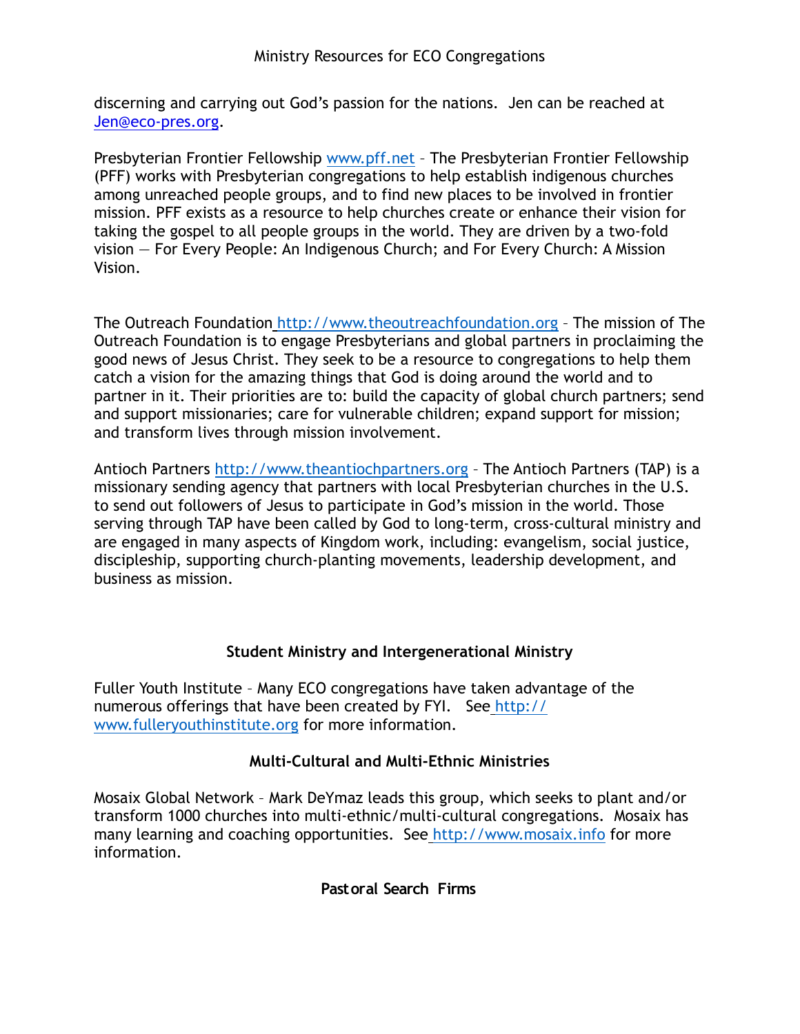discerning and carrying out God's passion for the nations.  Jen can be reached at Jen@eco-pres.org.

Presbyterian Frontier Fellowship www.pff.net – The Presbyterian Frontier Fellowship (PFF) works with Presbyterian congregations to help establish indigenous churches among unreached people groups, and to find new places to be involved in frontier mission. PFF exists as a resource to help churches create or enhance their vision for taking the gospel to all people groups in the world. They are driven by a two-fold vision — For Every People: An Indigenous Church; and For Every Church: A Mission Vision.

The Outreach Foundation http://www.theoutreachfoundation.org – The mission of The Outreach Foundation is to engage Presbyterians and global partners in proclaiming the good news of Jesus Christ. They seek to be a resource to congregations to help them catch a vision for the amazing things that God is doing around the world and to partner in it. Their priorities are to: build the capacity of global church partners; send and support missionaries; care for vulnerable children; expand support for mission; and transform lives through mission involvement.

Antioch Partners http://www.theantiochpartners.org – The Antioch Partners (TAP) is a missionary sending agency that partners with local Presbyterian churches in the U.S. to send out followers of Jesus to participate in God's mission in the world. Those serving through TAP have been called by God to long-term, cross-cultural ministry and are engaged in many aspects of Kingdom work, including: evangelism, social justice, discipleship, supporting church-planting movements, leadership development, and business as mission.

### Student Ministry and Intergenerational Ministry

Fuller Youth Institute – Many ECO congregations have taken advantage of the numerous offerings that have been created by FYI.   See http://www.fulleryouthinstitute.org for more information.

### Multi-Cultural and Multi-Ethnic Ministries

Mosaix Global Network – Mark DeYmaz leads this group, which seeks to plant and/or transform 1000 churches into multi-ethnic/multi-cultural congregations.  Mosaix has many learning and coaching opportunities.  See http://www.mosaix.info for more information.

### Pastoral Search Firms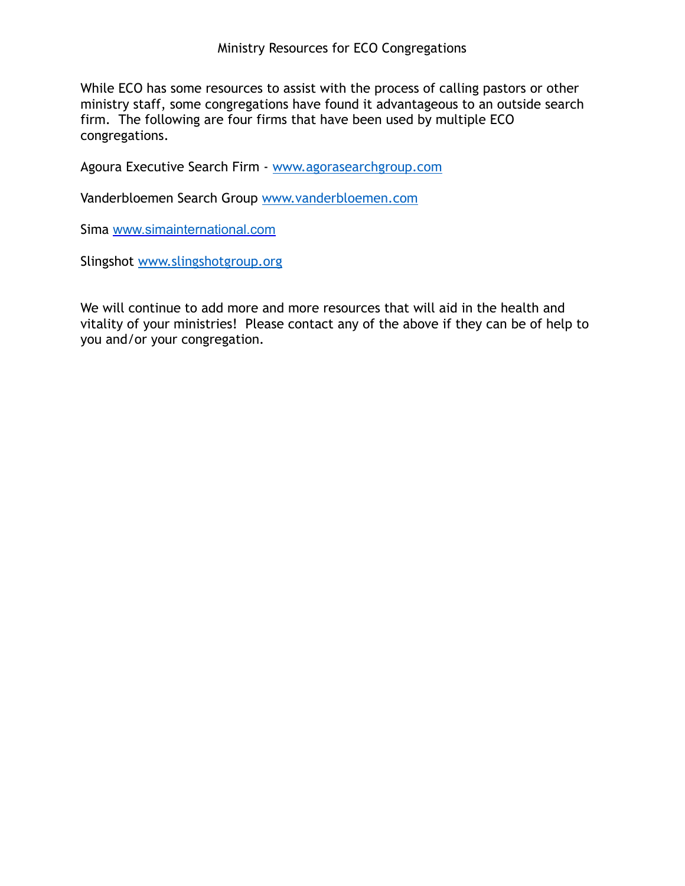# Ministry Resources for ECO Congregations

While ECO has some resources to assist with the process of calling pastors or other ministry staff, some congregations have found it advantageous to an outside search firm. The following are four firms that have been used by multiple ECO congregations.

Agoura Executive Search Firm - www.agorasearchgroup.com

Vanderbloemen Search Group www.vanderbloemen.com

Sima www.simainternational.com

Slingshot www.slingshotgroup.org

We will continue to add more and more resources that will aid in the health and vitality of your ministries! Please contact any of the above if they can be of help to you and/or your congregation.